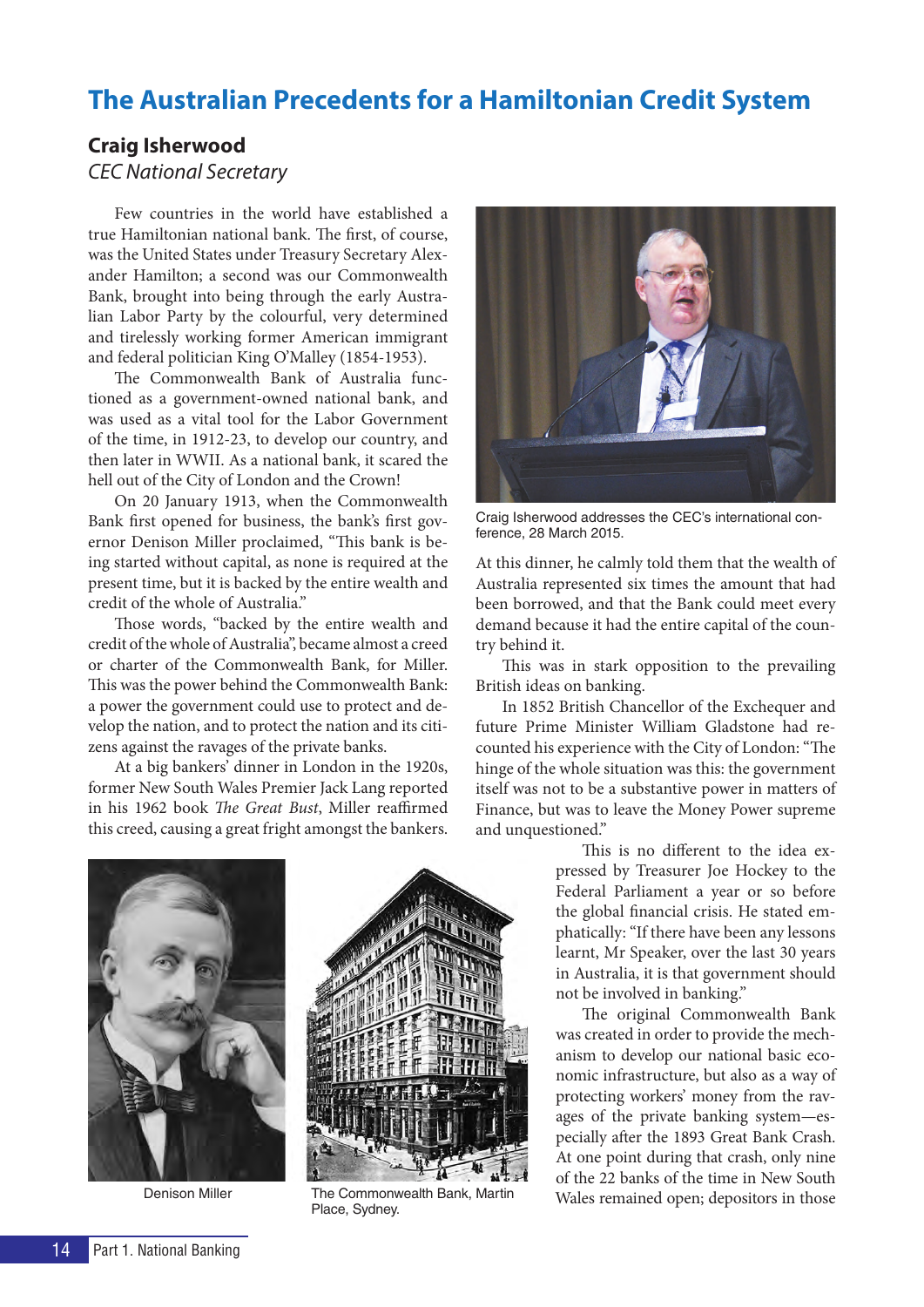# The Australian Precedents for a Hamiltonian Credit System

**Craig Isherwood**
*CEC National Secretary*

Few countries in the world have established a true Hamiltonian national bank. The first, of course, was the United States under Treasury Secretary Alexander Hamilton; a second was our Commonwealth Bank, brought into being through the early Australian Labor Party by the colourful, very determined and tirelessly working former American immigrant and federal politician King O'Malley (1854-1953).

The Commonwealth Bank of Australia functioned as a government-owned national bank, and was used as a vital tool for the Labor Government of the time, in 1912-23, to develop our country, and then later in WWII. As a national bank, it scared the hell out of the City of London and the Crown!

On 20 January 1913, when the Commonwealth Bank first opened for business, the bank's first governor Denison Miller proclaimed, "This bank is being started without capital, as none is required at the present time, but it is backed by the entire wealth and credit of the whole of Australia."

Those words, "backed by the entire wealth and credit of the whole of Australia", became almost a creed or charter of the Commonwealth Bank, for Miller. This was the power behind the Commonwealth Bank: a power the government could use to protect and develop the nation, and to protect the nation and its citizens against the ravages of the private banks.

At a big bankers' dinner in London in the 1920s, former New South Wales Premier Jack Lang reported in his 1962 book *The Great Bust*, Miller reaffirmed this creed, causing a great fright amongst the bankers.

Craig Isherwood addresses the CEC's international conference, 28 March 2015.

At this dinner, he calmly told them that the wealth of Australia represented six times the amount that had been borrowed, and that the Bank could meet every demand because it had the entire capital of the country behind it.

This was in stark opposition to the prevailing British ideas on banking.

In 1852 British Chancellor of the Exchequer and future Prime Minister William Gladstone had recounted his experience with the City of London: "The hinge of the whole situation was this: the government itself was not to be a substantive power in matters of Finance, but was to leave the Money Power supreme and unquestioned."

This is no different to the idea expressed by Treasurer Joe Hockey to the Federal Parliament a year or so before the global financial crisis. He stated emphatically: "If there have been any lessons learnt, Mr Speaker, over the last 30 years in Australia, it is that government should not be involved in banking."

The original Commonwealth Bank was created in order to provide the mechanism to develop our national basic economic infrastructure, but also as a way of protecting workers' money from the ravages of the private banking system—especially after the 1893 Great Bank Crash. At one point during that crash, only nine of the 22 banks of the time in New South Wales remained open; depositors in those

Denison Miller

The Commonwealth Bank, Martin Place, Sydney.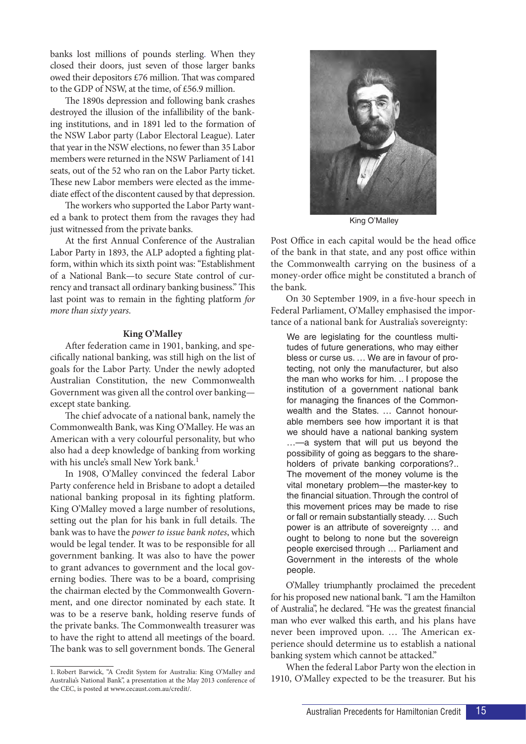banks lost millions of pounds sterling. When they closed their doors, just seven of those larger banks owed their depositors £76 million. That was compared to the GDP of NSW, at the time, of £56.9 million.

The 1890s depression and following bank crashes destroyed the illusion of the infallibility of the banking institutions, and in 1891 led to the formation of the NSW Labor party (Labor Electoral League). Later that year in the NSW elections, no fewer than 35 Labor members were returned in the NSW Parliament of 141 seats, out of the 52 who ran on the Labor Party ticket. These new Labor members were elected as the immediate effect of the discontent caused by that depression.

The workers who supported the Labor Party wanted a bank to protect them from the ravages they had just witnessed from the private banks.

At the first Annual Conference of the Australian Labor Party in 1893, the ALP adopted a fighting platform, within which its sixth point was: "Establishment of a National Bank—to secure State control of currency and transact all ordinary banking business." This last point was to remain in the fighting platform *for more than sixty years*.

### King O'Malley

After federation came in 1901, banking, and specifically national banking, was still high on the list of goals for the Labor Party. Under the newly adopted Australian Constitution, the new Commonwealth Government was given all the control over banking—except state banking.

The chief advocate of a national bank, namely the Commonwealth Bank, was King O'Malley. He was an American with a very colourful personality, but who also had a deep knowledge of banking from working with his uncle's small New York bank.[1]

In 1908, O'Malley convinced the federal Labor Party conference held in Brisbane to adopt a detailed national banking proposal in its fighting platform. King O'Malley moved a large number of resolutions, setting out the plan for his bank in full details. The bank was to have the *power to issue bank notes*, which would be legal tender. It was to be responsible for all government banking. It was also to have the power to grant advances to government and the local governing bodies. There was to be a board, comprising the chairman elected by the Commonwealth Government, and one director nominated by each state. It was to be a reserve bank, holding reserve funds of the private banks. The Commonwealth treasurer was to have the right to attend all meetings of the board. The bank was to sell government bonds. The General Post Office in each capital would be the head office of the bank in that state, and any post office within the Commonwealth carrying on the business of a money-order office might be constituted a branch of the bank.

King O'Malley

On 30 September 1909, in a five-hour speech in Federal Parliament, O'Malley emphasised the importance of a national bank for Australia's sovereignty:

> We are legislating for the countless multitudes of future generations, who may either bless or curse us. … We are in favour of protecting, not only the manufacturer, but also the man who works for him. .. I propose the institution of a government national bank for managing the finances of the Commonwealth and the States. … Cannot honourable members see how important it is that we should have a national banking system …—a system that will put us beyond the possibility of going as beggars to the shareholders of private banking corporations?.. The movement of the money volume is the vital monetary problem—the master-key to the financial situation. Through the control of this movement prices may be made to rise or fall or remain substantially steady. … Such power is an attribute of sovereignty … and ought to belong to none but the sovereign people exercised through … Parliament and Government in the interests of the whole people.

O'Malley triumphantly proclaimed the precedent for his proposed new national bank. "I am the Hamilton of Australia", he declared. "He was the greatest financial man who ever walked this earth, and his plans have never been improved upon. … The American experience should determine us to establish a national banking system which cannot be attacked."

When the federal Labor Party won the election in 1910, O'Malley expected to be the treasurer. But his

1. Robert Barwick, "A Credit System for Australia: King O'Malley and Australia's National Bank", a presentation at the May 2013 conference of the CEC, is posted at www.cecaust.com.au/credit/.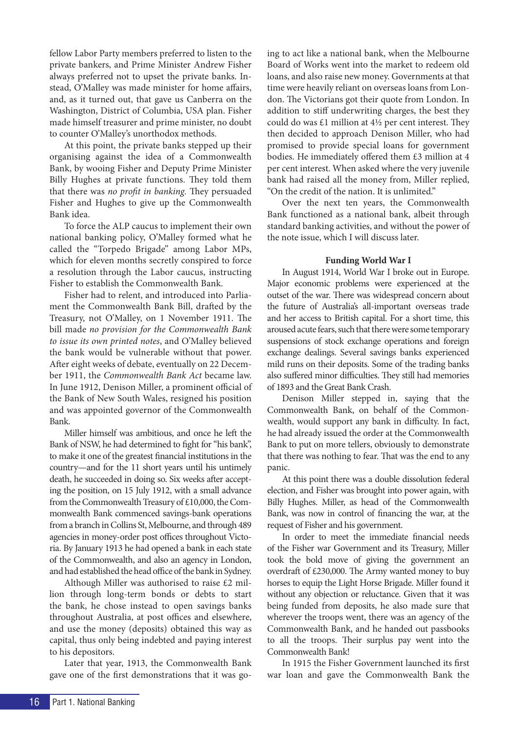fellow Labor Party members preferred to listen to the private bankers, and Prime Minister Andrew Fisher always preferred not to upset the private banks. Instead, O'Malley was made minister for home affairs, and, as it turned out, that gave us Canberra on the Washington, District of Columbia, USA plan. Fisher made himself treasurer and prime minister, no doubt to counter O'Malley's unorthodox methods.

At this point, the private banks stepped up their organising against the idea of a Commonwealth Bank, by wooing Fisher and Deputy Prime Minister Billy Hughes at private functions. They told them that there was *no profit in banking.* They persuaded Fisher and Hughes to give up the Commonwealth Bank idea.

To force the ALP caucus to implement their own national banking policy, O'Malley formed what he called the "Torpedo Brigade" among Labor MPs, which for eleven months secretly conspired to force a resolution through the Labor caucus, instructing Fisher to establish the Commonwealth Bank.

Fisher had to relent, and introduced into Parliament the Commonwealth Bank Bill, drafted by the Treasury, not O'Malley, on 1 November 1911. The bill made *no provision for the Commonwealth Bank to issue its own printed notes*, and O'Malley believed the bank would be vulnerable without that power. After eight weeks of debate, eventually on 22 December 1911, the *Commonwealth Bank Act* became law. In June 1912, Denison Miller, a prominent official of the Bank of New South Wales, resigned his position and was appointed governor of the Commonwealth Bank.

Miller himself was ambitious, and once he left the Bank of NSW, he had determined to fight for "his bank", to make it one of the greatest financial institutions in the country—and for the 11 short years until his untimely death, he succeeded in doing so. Six weeks after accepting the position, on 15 July 1912, with a small advance from the Commonwealth Treasury of £10,000, the Commonwealth Bank commenced savings-bank operations from a branch in Collins St, Melbourne, and through 489 agencies in money-order post offices throughout Victoria. By January 1913 he had opened a bank in each state of the Commonwealth, and also an agency in London, and had established the head office of the bank in Sydney.

Although Miller was authorised to raise £2 million through long-term bonds or debts to start the bank, he chose instead to open savings banks throughout Australia, at post offices and elsewhere, and use the money (deposits) obtained this way as capital, thus only being indebted and paying interest to his depositors.

Later that year, 1913, the Commonwealth Bank gave one of the first demonstrations that it was going to act like a national bank, when the Melbourne Board of Works went into the market to redeem old loans, and also raise new money. Governments at that time were heavily reliant on overseas loans from London. The Victorians got their quote from London. In addition to stiff underwriting charges, the best they could do was £1 million at 4½ per cent interest. They then decided to approach Denison Miller, who had promised to provide special loans for government bodies. He immediately offered them £3 million at 4 per cent interest. When asked where the very juvenile bank had raised all the money from, Miller replied, "On the credit of the nation. It is unlimited."

Over the next ten years, the Commonwealth Bank functioned as a national bank, albeit through standard banking activities, and without the power of the note issue, which I will discuss later.

### Funding World War I

In August 1914, World War I broke out in Europe. Major economic problems were experienced at the outset of the war. There was widespread concern about the future of Australia's all-important overseas trade and her access to British capital. For a short time, this aroused acute fears, such that there were some temporary suspensions of stock exchange operations and foreign exchange dealings. Several savings banks experienced mild runs on their deposits. Some of the trading banks also suffered minor difficulties. They still had memories of 1893 and the Great Bank Crash.

Denison Miller stepped in, saying that the Commonwealth Bank, on behalf of the Commonwealth, would support any bank in difficulty. In fact, he had already issued the order at the Commonwealth Bank to put on more tellers, obviously to demonstrate that there was nothing to fear. That was the end to any panic.

At this point there was a double dissolution federal election, and Fisher was brought into power again, with Billy Hughes. Miller, as head of the Commonwealth Bank, was now in control of financing the war, at the request of Fisher and his government.

In order to meet the immediate financial needs of the Fisher war Government and its Treasury, Miller took the bold move of giving the government an overdraft of £230,000. The Army wanted money to buy horses to equip the Light Horse Brigade. Miller found it without any objection or reluctance. Given that it was being funded from deposits, he also made sure that wherever the troops went, there was an agency of the Commonwealth Bank, and he handed out passbooks to all the troops. Their surplus pay went into the Commonwealth Bank!

In 1915 the Fisher Government launched its first war loan and gave the Commonwealth Bank the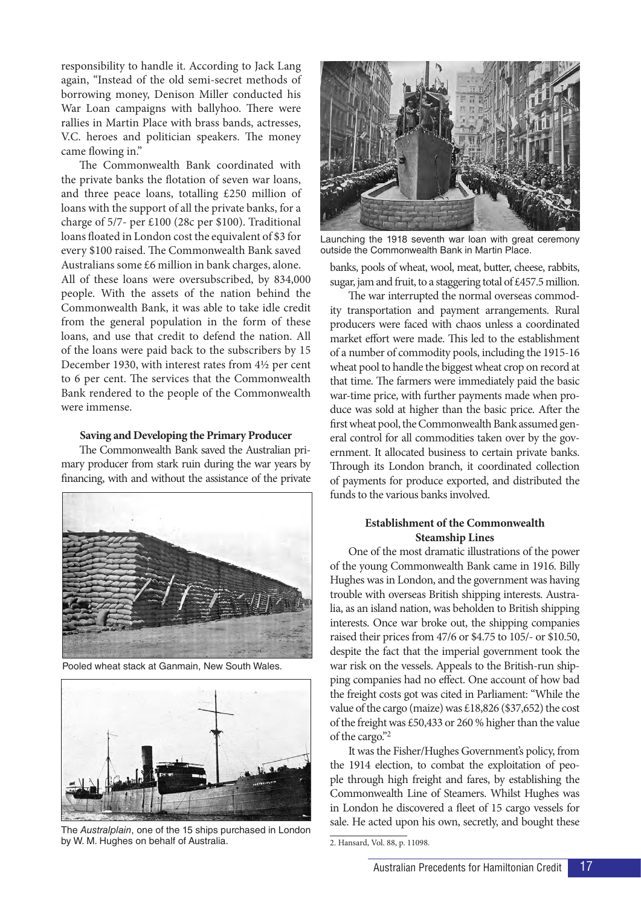responsibility to handle it. According to Jack Lang again, "Instead of the old semi-secret methods of borrowing money, Denison Miller conducted his War Loan campaigns with ballyhoo. There were rallies in Martin Place with brass bands, actresses, V.C. heroes and politician speakers. The money came flowing in."

The Commonwealth Bank coordinated with the private banks the flotation of seven war loans, and three peace loans, totalling £250 million of loans with the support of all the private banks, for a charge of 5/7- per £100 (28c per $100). Traditional loans floated in London cost the equivalent of $3 for every $100 raised. The Commonwealth Bank saved Australians some £6 million in bank charges, alone. All of these loans were oversubscribed, by 834,000 people. With the assets of the nation behind the Commonwealth Bank, it was able to take idle credit from the general population in the form of these loans, and use that credit to defend the nation. All of the loans were paid back to the subscribers by 15 December 1930, with interest rates from 4½ per cent to 6 per cent. The services that the Commonwealth Bank rendered to the people of the Commonwealth were immense.

### Saving and Developing the Primary Producer

The Commonwealth Bank saved the Australian primary producer from stark ruin during the war years by financing, with and without the assistance of the private banks, pools of wheat, wool, meat, butter, cheese, rabbits, sugar, jam and fruit, to a staggering total of £457.5 million.

Pooled wheat stack at Ganmain, New South Wales.

The *Australplain*, one of the 15 ships purchased in London by W. M. Hughes on behalf of Australia.

Launching the 1918 seventh war loan with great ceremony outside the Commonwealth Bank in Martin Place.

The war interrupted the normal overseas commodity transportation and payment arrangements. Rural producers were faced with chaos unless a coordinated market effort were made. This led to the establishment of a number of commodity pools, including the 1915-16 wheat pool to handle the biggest wheat crop on record at that time. The farmers were immediately paid the basic war-time price, with further payments made when produce was sold at higher than the basic price. After the first wheat pool, the Commonwealth Bank assumed general control for all commodities taken over by the government. It allocated business to certain private banks. Through its London branch, it coordinated collection of payments for produce exported, and distributed the funds to the various banks involved.

### Establishment of the Commonwealth Steamship Lines

One of the most dramatic illustrations of the power of the young Commonwealth Bank came in 1916. Billy Hughes was in London, and the government was having trouble with overseas British shipping interests. Australia, as an island nation, was beholden to British shipping interests. Once war broke out, the shipping companies raised their prices from 47/6 or $4.75 to 105/- or $10.50, despite the fact that the imperial government took the war risk on the vessels. Appeals to the British-run shipping companies had no effect. One account of how bad the freight costs got was cited in Parliament: "While the value of the cargo (maize) was £18,826 ($37,652) the cost of the freight was £50,433 or 260 % higher than the value of the cargo."[2]

It was the Fisher/Hughes Government's policy, from the 1914 election, to combat the exploitation of people through high freight and fares, by establishing the Commonwealth Line of Steamers. Whilst Hughes was in London he discovered a fleet of 15 cargo vessels for sale. He acted upon his own, secretly, and bought these

2. Hansard, Vol. 88, p. 11098.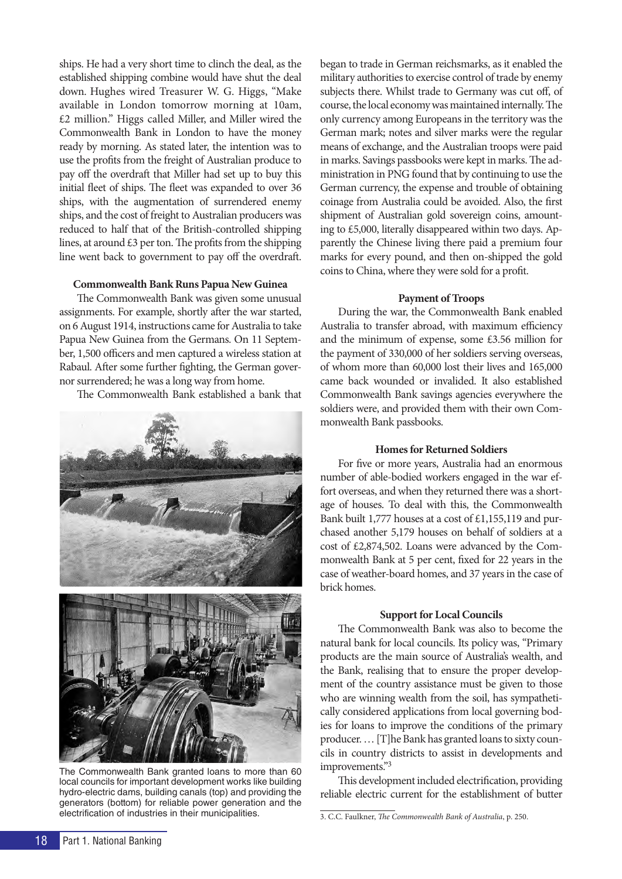ships. He had a very short time to clinch the deal, as the established shipping combine would have shut the deal down. Hughes wired Treasurer W. G. Higgs, "Make available in London tomorrow morning at 10am, £2 million." Higgs called Miller, and Miller wired the Commonwealth Bank in London to have the money ready by morning. As stated later, the intention was to use the profits from the freight of Australian produce to pay off the overdraft that Miller had set up to buy this initial fleet of ships. The fleet was expanded to over 36 ships, with the augmentation of surrendered enemy ships, and the cost of freight to Australian producers was reduced to half that of the British-controlled shipping lines, at around £3 per ton. The profits from the shipping line went back to government to pay off the overdraft.

### Commonwealth Bank Runs Papua New Guinea

The Commonwealth Bank was given some unusual assignments. For example, shortly after the war started, on 6 August 1914, instructions came for Australia to take Papua New Guinea from the Germans. On 11 September, 1,500 officers and men captured a wireless station at Rabaul. After some further fighting, the German governor surrendered; he was a long way from home.

The Commonwealth Bank established a bank that began to trade in German reichsmarks, as it enabled the military authorities to exercise control of trade by enemy subjects there. Whilst trade to Germany was cut off, of course, the local economy was maintained internally. The only currency among Europeans in the territory was the German mark; notes and silver marks were the regular means of exchange, and the Australian troops were paid in marks. Savings passbooks were kept in marks. The administration in PNG found that by continuing to use the German currency, the expense and trouble of obtaining coinage from Australia could be avoided. Also, the first shipment of Australian gold sovereign coins, amounting to £5,000, literally disappeared within two days. Apparently the Chinese living there paid a premium four marks for every pound, and then on-shipped the gold coins to China, where they were sold for a profit.

The Commonwealth Bank granted loans to more than 60 local councils for important development works like building hydro-electric dams, building canals (top) and providing the generators (bottom) for reliable power generation and the electrification of industries in their municipalities.

### Payment of Troops

During the war, the Commonwealth Bank enabled Australia to transfer abroad, with maximum efficiency and the minimum of expense, some £3.56 million for the payment of 330,000 of her soldiers serving overseas, of whom more than 60,000 lost their lives and 165,000 came back wounded or invalided. It also established Commonwealth Bank savings agencies everywhere the soldiers were, and provided them with their own Commonwealth Bank passbooks.

### Homes for Returned Soldiers

For five or more years, Australia had an enormous number of able-bodied workers engaged in the war effort overseas, and when they returned there was a shortage of houses. To deal with this, the Commonwealth Bank built 1,777 houses at a cost of £1,155,119 and purchased another 5,179 houses on behalf of soldiers at a cost of £2,874,502. Loans were advanced by the Commonwealth Bank at 5 per cent, fixed for 22 years in the case of weather-board homes, and 37 years in the case of brick homes.

### Support for Local Councils

The Commonwealth Bank was also to become the natural bank for local councils. Its policy was, "Primary products are the main source of Australia's wealth, and the Bank, realising that to ensure the proper development of the country assistance must be given to those who are winning wealth from the soil, has sympathetically considered applications from local governing bodies for loans to improve the conditions of the primary producer. … [T]he Bank has granted loans to sixty councils in country districts to assist in developments and improvements."[3]

This development included electrification, providing reliable electric current for the establishment of butter

3. C.C. Faulkner, *The Commonwealth Bank of Australia*, p. 250.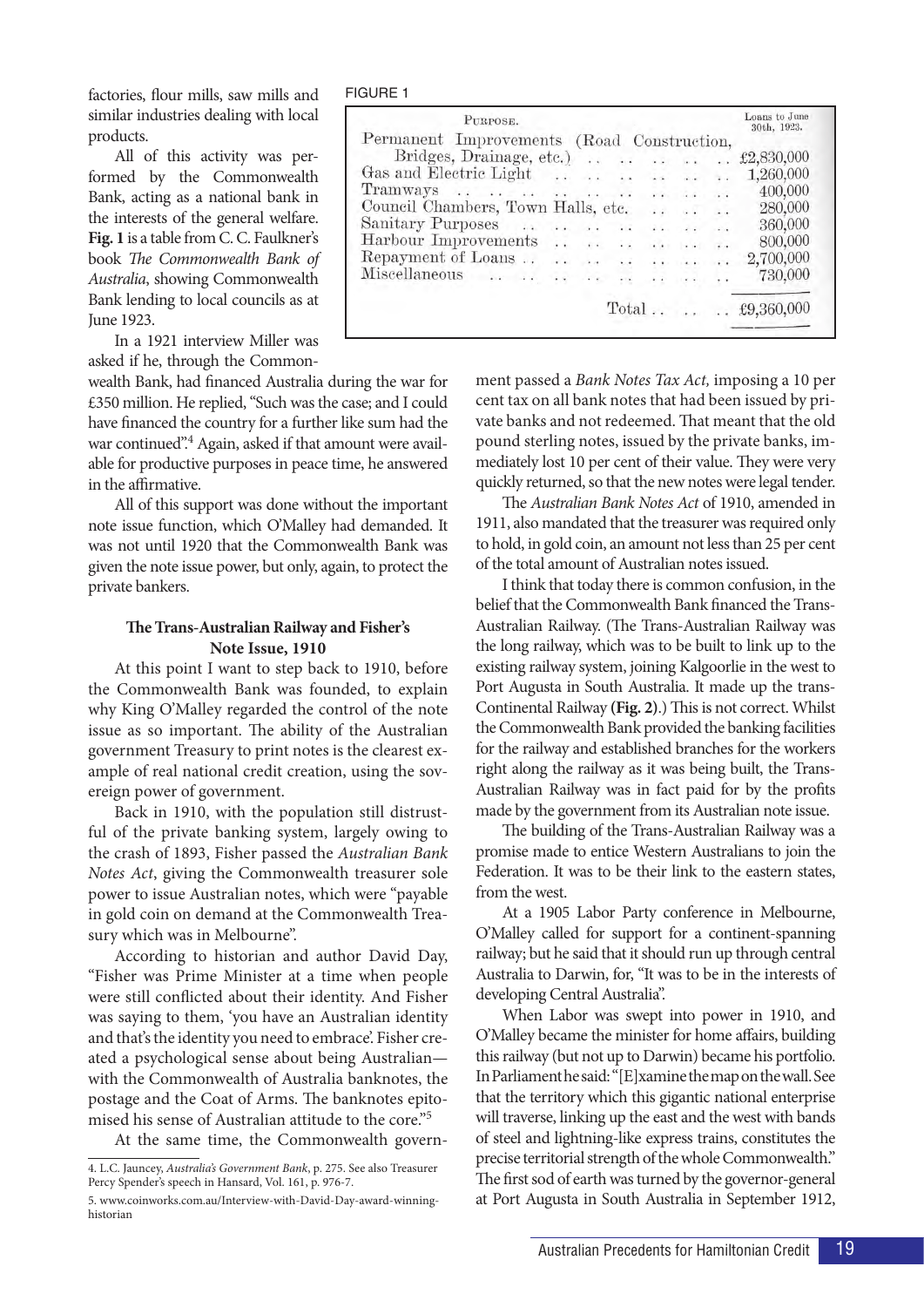factories, flour mills, saw mills and similar industries dealing with local products.

All of this activity was performed by the Commonwealth Bank, acting as a national bank in the interests of the general welfare. **Fig. 1** is a table from C. C. Faulkner's book *The Commonwealth Bank of Australia*, showing Commonwealth Bank lending to local councils as at June 1923.

FIGURE 1

| Purpose. | Loans to June 30th, 1923. |
|---|---|
| Permanent Improvements (Road Construction, Bridges, Drainage, etc.) | £2,830,000 |
| Gas and Electric Light | 1,260,000 |
| Tramways | 400,000 |
| Council Chambers, Town Halls, etc. | 280,000 |
| Sanitary Purposes | 360,000 |
| Harbour Improvements | 800,000 |
| Repayment of Loans | 2,700,000 |
| Miscellaneous | 730,000 |
| Total | £9,360,000 |

In a 1921 interview Miller was asked if he, through the Commonwealth Bank, had financed Australia during the war for £350 million. He replied, "Such was the case; and I could have financed the country for a further like sum had the war continued".[4] Again, asked if that amount were available for productive purposes in peace time, he answered in the affirmative.

All of this support was done without the important note issue function, which O'Malley had demanded. It was not until 1920 that the Commonwealth Bank was given the note issue power, but only, again, to protect the private bankers.

### The Trans-Australian Railway and Fisher's Note Issue, 1910

At this point I want to step back to 1910, before the Commonwealth Bank was founded, to explain why King O'Malley regarded the control of the note issue as so important. The ability of the Australian government Treasury to print notes is the clearest example of real national credit creation, using the sovereign power of government.

Back in 1910, with the population still distrustful of the private banking system, largely owing to the crash of 1893, Fisher passed the *Australian Bank Notes Act*, giving the Commonwealth treasurer sole power to issue Australian notes, which were "payable in gold coin on demand at the Commonwealth Treasury which was in Melbourne".

According to historian and author David Day, "Fisher was Prime Minister at a time when people were still conflicted about their identity. And Fisher was saying to them, 'you have an Australian identity and that's the identity you need to embrace'. Fisher created a psychological sense about being Australian—with the Commonwealth of Australia banknotes, the postage and the Coat of Arms. The banknotes epitomised his sense of Australian attitude to the core."[5]

At the same time, the Commonwealth government passed a *Bank Notes Tax Act,* imposing a 10 per cent tax on all bank notes that had been issued by private banks and not redeemed. That meant that the old pound sterling notes, issued by the private banks, immediately lost 10 per cent of their value. They were very quickly returned, so that the new notes were legal tender.

The *Australian Bank Notes Act* of 1910, amended in 1911, also mandated that the treasurer was required only to hold, in gold coin, an amount not less than 25 per cent of the total amount of Australian notes issued.

I think that today there is common confusion, in the belief that the Commonwealth Bank financed the Trans-Australian Railway. (The Trans-Australian Railway was the long railway, which was to be built to link up to the existing railway system, joining Kalgoorlie in the west to Port Augusta in South Australia. It made up the trans-Continental Railway **(Fig. 2)**.) This is not correct. Whilst the Commonwealth Bank provided the banking facilities for the railway and established branches for the workers right along the railway as it was being built, the Trans-Australian Railway was in fact paid for by the profits made by the government from its Australian note issue.

The building of the Trans-Australian Railway was a promise made to entice Western Australians to join the Federation. It was to be their link to the eastern states, from the west.

At a 1905 Labor Party conference in Melbourne, O'Malley called for support for a continent-spanning railway; but he said that it should run up through central Australia to Darwin, for, "It was to be in the interests of developing Central Australia".

When Labor was swept into power in 1910, and O'Malley became the minister for home affairs, building this railway (but not up to Darwin) became his portfolio. In Parliament he said: "[E]xamine the map on the wall. See that the territory which this gigantic national enterprise will traverse, linking up the east and the west with bands of steel and lightning-like express trains, constitutes the precise territorial strength of the whole Commonwealth." The first sod of earth was turned by the governor-general at Port Augusta in South Australia in September 1912,

---

4. L.C. Jauncey, *Australia's Government Bank*, p. 275. See also Treasurer Percy Spender's speech in Hansard, Vol. 161, p. 976-7.

5. www.coinworks.com.au/Interview-with-David-Day-award-winning-historian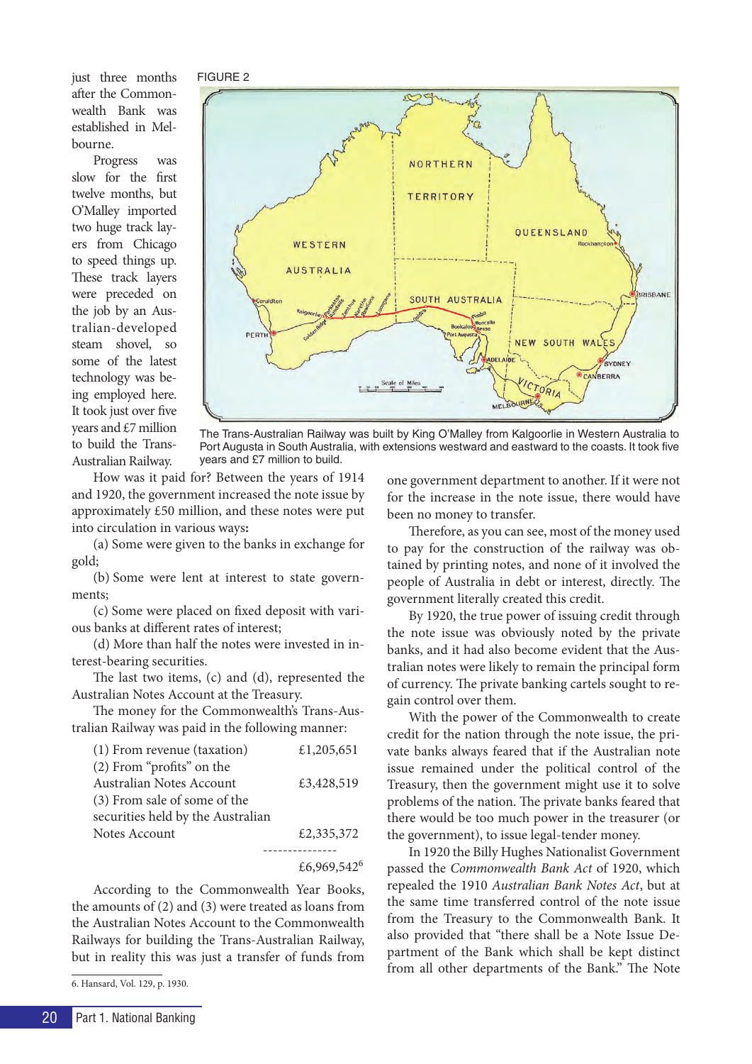just three months after the Commonwealth Bank was established in Melbourne.

Progress was slow for the first twelve months, but O'Malley imported two huge track layers from Chicago to speed things up. These track layers were preceded on the job by an Australian-developed steam shovel, so some of the latest technology was being employed here. It took just over five years and £7 million to build the Trans-Australian Railway.

FIGURE 2

The Trans-Australian Railway was built by King O'Malley from Kalgoorlie in Western Australia to Port Augusta in South Australia, with extensions westward and eastward to the coasts. It took five years and £7 million to build.

How was it paid for? Between the years of 1914 and 1920, the government increased the note issue by approximately £50 million, and these notes were put into circulation in various ways**:**

(a) Some were given to the banks in exchange for gold;

(b) Some were lent at interest to state governments;

(c) Some were placed on fixed deposit with various banks at different rates of interest;

(d) More than half the notes were invested in interest-bearing securities.

The last two items, (c) and (d), represented the Australian Notes Account at the Treasury.

The money for the Commonwealth's Trans-Australian Railway was paid in the following manner:

| | |
|---|---|
| (1) From revenue (taxation) | £1,205,651 |
| (2) From "profits" on the Australian Notes Account | £3,428,519 |
| (3) From sale of some of the securities held by the Australian Notes Account | £2,335,372 |
| | £6,969,542[6] |

According to the Commonwealth Year Books, the amounts of (2) and (3) were treated as loans from the Australian Notes Account to the Commonwealth Railways for building the Trans-Australian Railway, but in reality this was just a transfer of funds from one government department to another. If it were not for the increase in the note issue, there would have been no money to transfer.

Therefore, as you can see, most of the money used to pay for the construction of the railway was obtained by printing notes, and none of it involved the people of Australia in debt or interest, directly. The government literally created this credit.

By 1920, the true power of issuing credit through the note issue was obviously noted by the private banks, and it had also become evident that the Australian notes were likely to remain the principal form of currency. The private banking cartels sought to regain control over them.

With the power of the Commonwealth to create credit for the nation through the note issue, the private banks always feared that if the Australian note issue remained under the political control of the Treasury, then the government might use it to solve problems of the nation. The private banks feared that there would be too much power in the treasurer (or the government), to issue legal-tender money.

In 1920 the Billy Hughes Nationalist Government passed the *Commonwealth Bank Act* of 1920, which repealed the 1910 *Australian Bank Notes Act*, but at the same time transferred control of the note issue from the Treasury to the Commonwealth Bank. It also provided that "there shall be a Note Issue Department of the Bank which shall be kept distinct from all other departments of the Bank." The Note

6. Hansard, Vol. 129, p. 1930.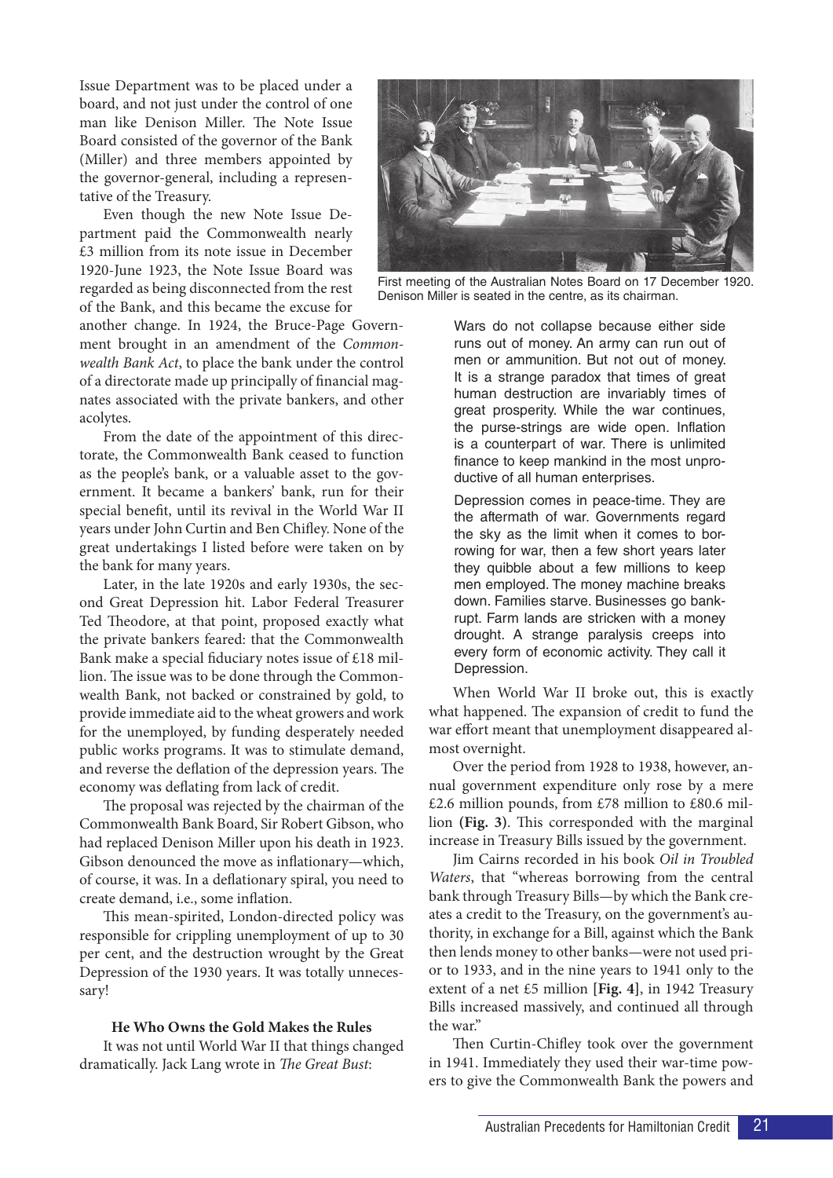Issue Department was to be placed under a board, and not just under the control of one man like Denison Miller. The Note Issue Board consisted of the governor of the Bank (Miller) and three members appointed by the governor-general, including a representative of the Treasury.

Even though the new Note Issue Department paid the Commonwealth nearly £3 million from its note issue in December 1920-June 1923, the Note Issue Board was regarded as being disconnected from the rest of the Bank, and this became the excuse for another change. In 1924, the Bruce-Page Government brought in an amendment of the *Commonwealth Bank Act*, to place the bank under the control of a directorate made up principally of financial magnates associated with the private bankers, and other acolytes.

From the date of the appointment of this directorate, the Commonwealth Bank ceased to function as the people's bank, or a valuable asset to the government. It became a bankers' bank, run for their special benefit, until its revival in the World War II years under John Curtin and Ben Chifley. None of the great undertakings I listed before were taken on by the bank for many years.

Later, in the late 1920s and early 1930s, the second Great Depression hit. Labor Federal Treasurer Ted Theodore, at that point, proposed exactly what the private bankers feared: that the Commonwealth Bank make a special fiduciary notes issue of £18 million. The issue was to be done through the Commonwealth Bank, not backed or constrained by gold, to provide immediate aid to the wheat growers and work for the unemployed, by funding desperately needed public works programs. It was to stimulate demand, and reverse the deflation of the depression years. The economy was deflating from lack of credit.

The proposal was rejected by the chairman of the Commonwealth Bank Board, Sir Robert Gibson, who had replaced Denison Miller upon his death in 1923. Gibson denounced the move as inflationary—which, of course, it was. In a deflationary spiral, you need to create demand, i.e., some inflation.

This mean-spirited, London-directed policy was responsible for crippling unemployment of up to 30 per cent, and the destruction wrought by the Great Depression of the 1930 years. It was totally unnecessary!

### He Who Owns the Gold Makes the Rules

It was not until World War II that things changed dramatically. Jack Lang wrote in *The Great Bust*:

First meeting of the Australian Notes Board on 17 December 1920. Denison Miller is seated in the centre, as its chairman.

> Wars do not collapse because either side runs out of money. An army can run out of men or ammunition. But not out of money. It is a strange paradox that times of great human destruction are invariably times of great prosperity. While the war continues, the purse-strings are wide open. Inflation is a counterpart of war. There is unlimited finance to keep mankind in the most unproductive of all human enterprises.
>
> Depression comes in peace-time. They are the aftermath of war. Governments regard the sky as the limit when it comes to borrowing for war, then a few short years later they quibble about a few millions to keep men employed. The money machine breaks down. Families starve. Businesses go bankrupt. Farm lands are stricken with a money drought. A strange paralysis creeps into every form of economic activity. They call it Depression.

When World War II broke out, this is exactly what happened. The expansion of credit to fund the war effort meant that unemployment disappeared almost overnight.

Over the period from 1928 to 1938, however, annual government expenditure only rose by a mere £2.6 million pounds, from £78 million to £80.6 million **(Fig. 3)**. This corresponded with the marginal increase in Treasury Bills issued by the government.

Jim Cairns recorded in his book *Oil in Troubled Waters*, that "whereas borrowing from the central bank through Treasury Bills—by which the Bank creates a credit to the Treasury, on the government's authority, in exchange for a Bill, against which the Bank then lends money to other banks—were not used prior to 1933, and in the nine years to 1941 only to the extent of a net £5 million **[Fig. 4]**, in 1942 Treasury Bills increased massively, and continued all through the war."

Then Curtin-Chifley took over the government in 1941. Immediately they used their war-time powers to give the Commonwealth Bank the powers and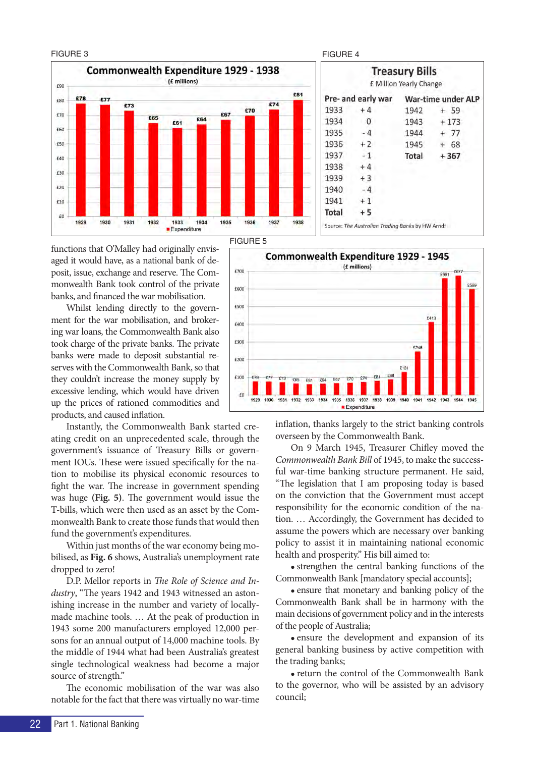FIGURE 3

**Commonwealth Expenditure 1929 - 1938**
(£ millions)

| Year | Expenditure |
|---|---|
| 1929 | £78 |
| 1930 | £77 |
| 1931 | £73 |
| 1932 | £65 |
| 1933 | £61 |
| 1934 | £64 |
| 1935 | £67 |
| 1936 | £70 |
| 1937 | £74 |
| 1938 | £81 |

FIGURE 4

**Treasury Bills**
£ Million Yearly Change

| Pre- and early war | | War-time under ALP | |
|---|---|---|---|
| 1933 | + 4 | 1942 | + 59 |
| 1934 | 0 | 1943 | + 173 |
| 1935 | - 4 | 1944 | + 77 |
| 1936 | + 2 | 1945 | + 68 |
| 1937 | - 1 | **Total** | **+ 367** |
| 1938 | + 4 | | |
| 1939 | + 3 | | |
| 1940 | - 4 | | |
| 1941 | + 1 | | |
| **Total** | **+ 5** | | |

Source: *The Australian Trading Banks* by HW Arndt

functions that O'Malley had originally envisaged it would have, as a national bank of deposit, issue, exchange and reserve. The Commonwealth Bank took control of the private banks, and financed the war mobilisation.

Whilst lending directly to the government for the war mobilisation, and brokering war loans, the Commonwealth Bank also took charge of the private banks. The private banks were made to deposit substantial reserves with the Commonwealth Bank, so that they couldn't increase the money supply by excessive lending, which would have driven up the prices of rationed commodities and products, and caused inflation.

FIGURE 5

**Commonwealth Expenditure 1929 - 1945**
(£ millions)

| Year | Expenditure |
|---|---|
| 1929 | £78 |
| 1930 | £77 |
| 1931 | £73 |
| 1932 | £65 |
| 1933 | £61 |
| 1934 | £64 |
| 1935 | £67 |
| 1936 | £70 |
| 1937 | £74 |
| 1938 | £81 |
| 1939 | £88 |
| 1940 | £131 |
| 1941 | £246 |
| 1942 | £413 |
| 1943 | £661 |
| 1944 | £677 |
| 1945 | £599 |

Instantly, the Commonwealth Bank started creating credit on an unprecedented scale, through the government's issuance of Treasury Bills or government IOUs. These were issued specifically for the nation to mobilise its physical economic resources to fight the war. The increase in government spending was huge **(Fig. 5)**. The government would issue the T-bills, which were then used as an asset by the Commonwealth Bank to create those funds that would then fund the government's expenditures.

Within just months of the war economy being mobilised, as **Fig. 6** shows, Australia's unemployment rate dropped to zero!

D.P. Mellor reports in *The Role of Science and Industry*, "The years 1942 and 1943 witnessed an astonishing increase in the number and variety of locally-made machine tools. … At the peak of production in 1943 some 200 manufacturers employed 12,000 persons for an annual output of 14,000 machine tools. By the middle of 1944 what had been Australia's greatest single technological weakness had become a major source of strength."

The economic mobilisation of the war was also notable for the fact that there was virtually no war-time inflation, thanks largely to the strict banking controls overseen by the Commonwealth Bank.

On 9 March 1945, Treasurer Chifley moved the *Commonwealth Bank Bill* of 1945, to make the successful war-time banking structure permanent. He said, "The legislation that I am proposing today is based on the conviction that the Government must accept responsibility for the economic condition of the nation. … Accordingly, the Government has decided to assume the powers which are necessary over banking policy to assist it in maintaining national economic health and prosperity." His bill aimed to:

- strengthen the central banking functions of the Commonwealth Bank [mandatory special accounts];
- ensure that monetary and banking policy of the Commonwealth Bank shall be in harmony with the main decisions of government policy and in the interests of the people of Australia;
- ensure the development and expansion of its general banking business by active competition with the trading banks;
- return the control of the Commonwealth Bank to the governor, who will be assisted by an advisory council;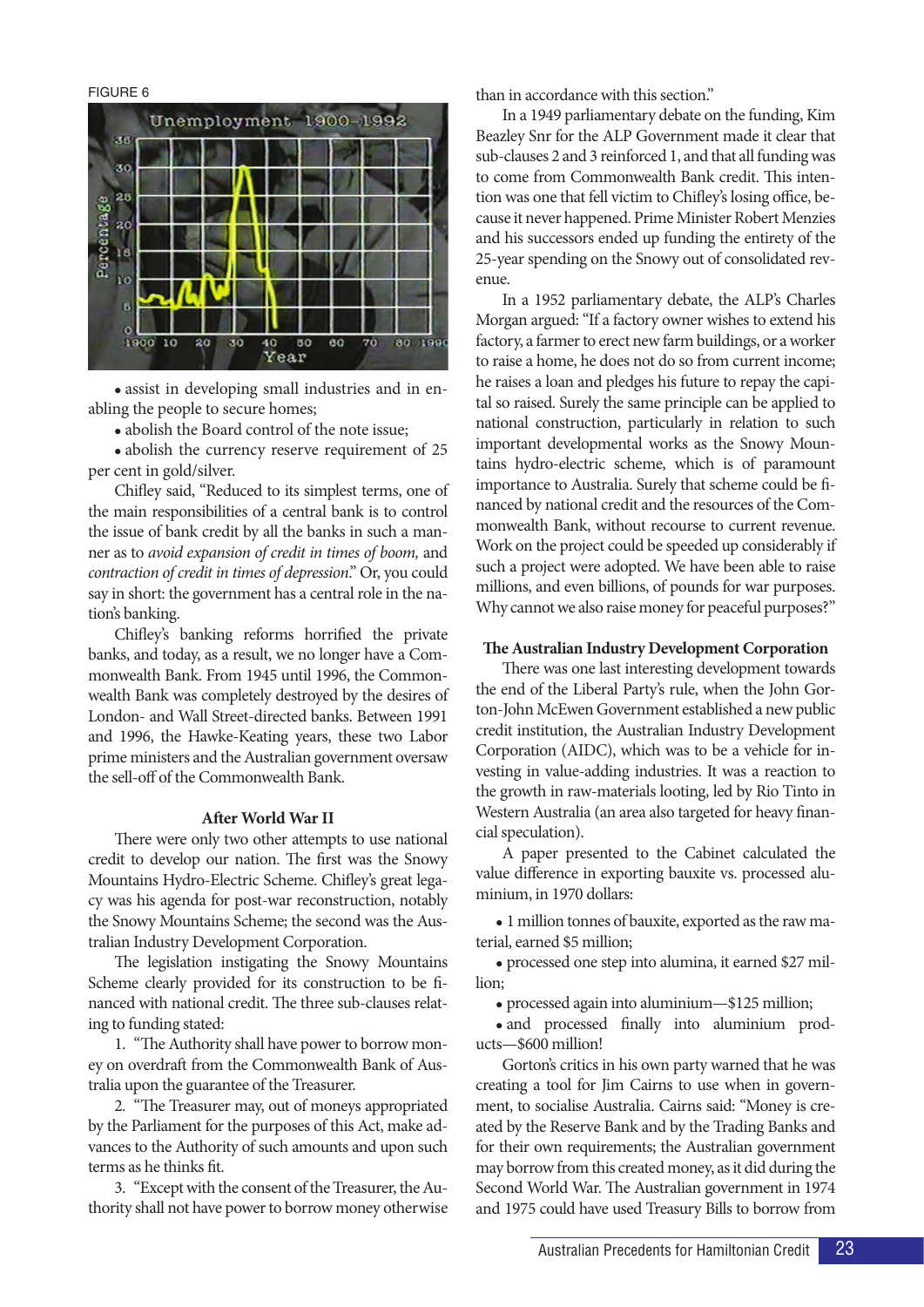FIGURE 6

• assist in developing small industries and in enabling the people to secure homes;

• abolish the Board control of the note issue;

• abolish the currency reserve requirement of 25 per cent in gold/silver.

Chifley said, "Reduced to its simplest terms, one of the main responsibilities of a central bank is to control the issue of bank credit by all the banks in such a manner as to *avoid expansion of credit in times of boom,* and *contraction of credit in times of depression*." Or, you could say in short: the government has a central role in the nation's banking.

Chifley's banking reforms horrified the private banks, and today, as a result, we no longer have a Commonwealth Bank. From 1945 until 1996, the Commonwealth Bank was completely destroyed by the desires of London- and Wall Street-directed banks. Between 1991 and 1996, the Hawke-Keating years, these two Labor prime ministers and the Australian government oversaw the sell-off of the Commonwealth Bank.

### After World War II

There were only two other attempts to use national credit to develop our nation. The first was the Snowy Mountains Hydro-Electric Scheme. Chifley's great legacy was his agenda for post-war reconstruction, notably the Snowy Mountains Scheme; the second was the Australian Industry Development Corporation.

The legislation instigating the Snowy Mountains Scheme clearly provided for its construction to be financed with national credit. The three sub-clauses relating to funding stated:

1. "The Authority shall have power to borrow money on overdraft from the Commonwealth Bank of Australia upon the guarantee of the Treasurer.

2. "The Treasurer may, out of moneys appropriated by the Parliament for the purposes of this Act, make advances to the Authority of such amounts and upon such terms as he thinks fit.

3. "Except with the consent of the Treasurer, the Authority shall not have power to borrow money otherwise than in accordance with this section."

In a 1949 parliamentary debate on the funding, Kim Beazley Snr for the ALP Government made it clear that sub-clauses 2 and 3 reinforced 1, and that all funding was to come from Commonwealth Bank credit. This intention was one that fell victim to Chifley's losing office, because it never happened. Prime Minister Robert Menzies and his successors ended up funding the entirety of the 25-year spending on the Snowy out of consolidated revenue.

In a 1952 parliamentary debate, the ALP's Charles Morgan argued: "If a factory owner wishes to extend his factory, a farmer to erect new farm buildings, or a worker to raise a home, he does not do so from current income; he raises a loan and pledges his future to repay the capital so raised. Surely the same principle can be applied to national construction, particularly in relation to such important developmental works as the Snowy Mountains hydro-electric scheme, which is of paramount importance to Australia. Surely that scheme could be financed by national credit and the resources of the Commonwealth Bank, without recourse to current revenue. Work on the project could be speeded up considerably if such a project were adopted. We have been able to raise millions, and even billions, of pounds for war purposes. Why cannot we also raise money for peaceful purposes?"

### The Australian Industry Development Corporation

There was one last interesting development towards the end of the Liberal Party's rule, when the John Gorton-John McEwen Government established a new public credit institution, the Australian Industry Development Corporation (AIDC), which was to be a vehicle for investing in value-adding industries. It was a reaction to the growth in raw-materials looting, led by Rio Tinto in Western Australia (an area also targeted for heavy financial speculation).

A paper presented to the Cabinet calculated the value difference in exporting bauxite vs. processed aluminium, in 1970 dollars:

• 1 million tonnes of bauxite, exported as the raw material, earned $5 million;

• processed one step into alumina, it earned $27 million;

• processed again into aluminium—$125 million;

• and processed finally into aluminium products—$600 million!

Gorton's critics in his own party warned that he was creating a tool for Jim Cairns to use when in government, to socialise Australia. Cairns said: "Money is created by the Reserve Bank and by the Trading Banks and for their own requirements; the Australian government may borrow from this created money, as it did during the Second World War. The Australian government in 1974 and 1975 could have used Treasury Bills to borrow from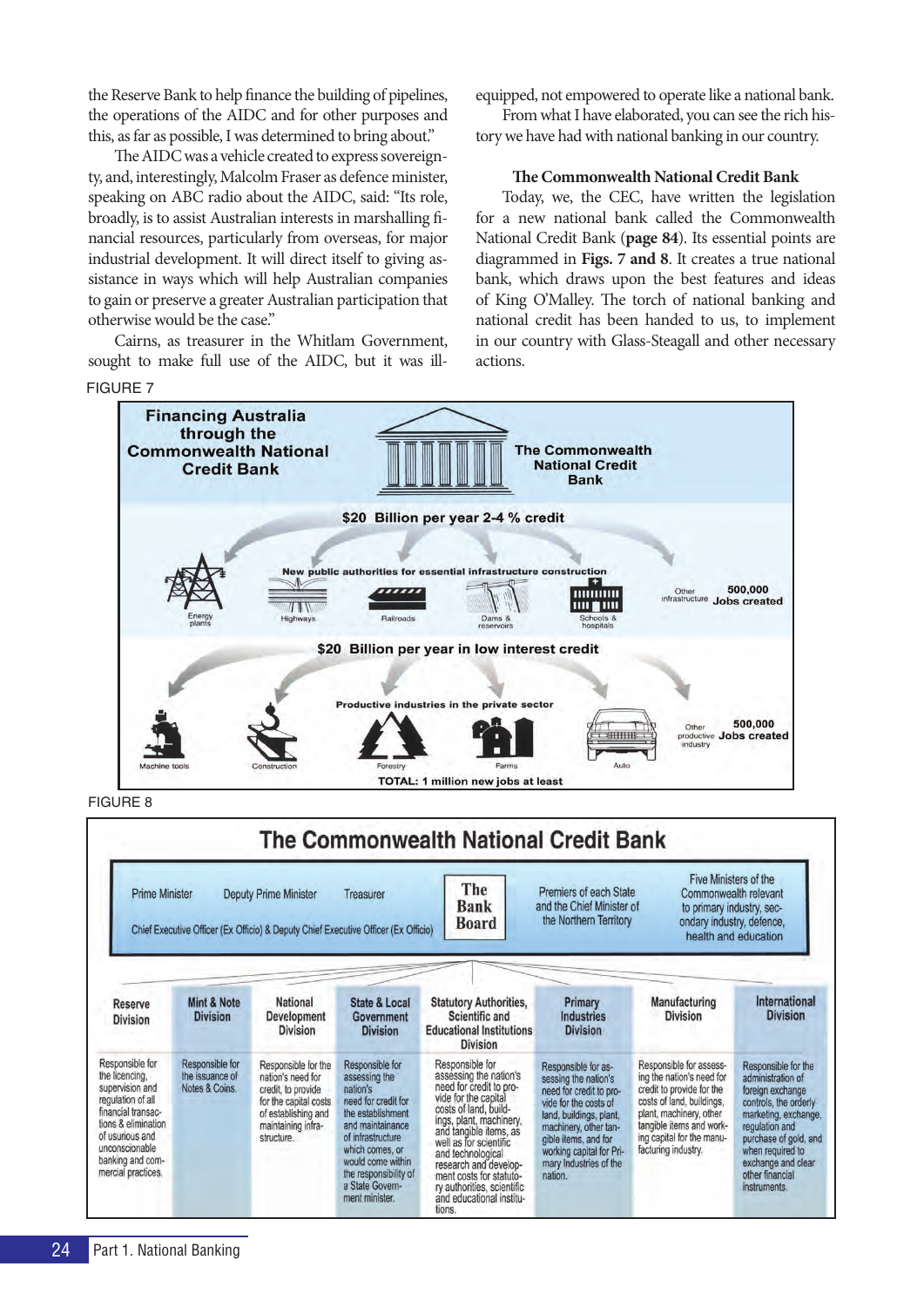the Reserve Bank to help finance the building of pipelines, the operations of the AIDC and for other purposes and this, as far as possible, I was determined to bring about."

The AIDC was a vehicle created to express sovereignty, and, interestingly, Malcolm Fraser as defence minister, speaking on ABC radio about the AIDC, said: "Its role, broadly, is to assist Australian interests in marshalling financial resources, particularly from overseas, for major industrial development. It will direct itself to giving assistance in ways which will help Australian companies to gain or preserve a greater Australian participation that otherwise would be the case."

Cairns, as treasurer in the Whitlam Government, sought to make full use of the AIDC, but it was ill-equipped, not empowered to operate like a national bank.

From what I have elaborated, you can see the rich history we have had with national banking in our country.

### The Commonwealth National Credit Bank

Today, we, the CEC, have written the legislation for a new national bank called the Commonwealth National Credit Bank (**page 84**). Its essential points are diagrammed in **Figs. 7 and 8**. It creates a true national bank, which draws upon the best features and ideas of King O'Malley. The torch of national banking and national credit has been handed to us, to implement in our country with Glass-Steagall and other necessary actions.

FIGURE 7

**Financing Australia through the Commonwealth National Credit Bank**

The Commonwealth National Credit Bank

$20 Billion per year 2-4 % credit

New public authorities for essential infrastructure construction

Energy plants | Highways | Railroads | Dams & reservoirs | Schools & hospitals | Other infrastructure

500,000 Jobs created

$20 Billion per year in low interest credit

Productive industries in the private sector

Machine tools | Construction | Forestry | Farms | Auto | Other productive industry

500,000 Jobs created

TOTAL: 1 million new jobs at least

FIGURE 8

**The Commonwealth National Credit Bank**

**The Bank Board**

Prime Minister | Deputy Prime Minister | Treasurer | Premiers of each State and the Chief Minister of the Northern Territory | Five Ministers of the Commonwealth relevant to primary industry, secondary industry, defence, health and education

Chief Executive Officer (Ex Officio) & Deputy Chief Executive Officer (Ex Officio)

| Reserve Division | Mint & Note Division | National Development Division | State & Local Government Division | Statutory Authorities, Scientific and Educational Institutions Division | Primary Industries Division | Manufacturing Division | International Division |
|---|---|---|---|---|---|---|---|
| Responsible for the licencing, supervision and regulation of all financial transactions & elimination of usurious and unconscionable banking and commercial practices. | Responsible for the issuance of Notes & Coins. | Responsible for the nation's need for credit, to provide for the capital costs of establishing and maintaining infrastructure. | Responsible for assessing the nation's need for credit for the establishment and maintainance of infrastructure which comes, or would come within the responsibility of a State Government minister. | Responsible for assessing the nation's need for credit to provide for the capital costs of land, buildings, plant, machinery, and tangible items, as well as for scientific and technological research and development costs for statutory authorities, scientific and educational institutions. | Responsible for assessing the nation's need for credit to provide for the costs of land, buildings, plant, machinery, other tangible items, and for working capital for Primary Industries of the nation. | Responsible for assessing the nation's need for credit to provide for the costs of land, buildings, plant, machinery, other tangible items and working capital for the manufacturing industry. | Responsible for the administration of foreign exchange controls, the orderly marketing, exchange, regulation and purchase of gold, and when required to exchange and clear other financial instruments. |